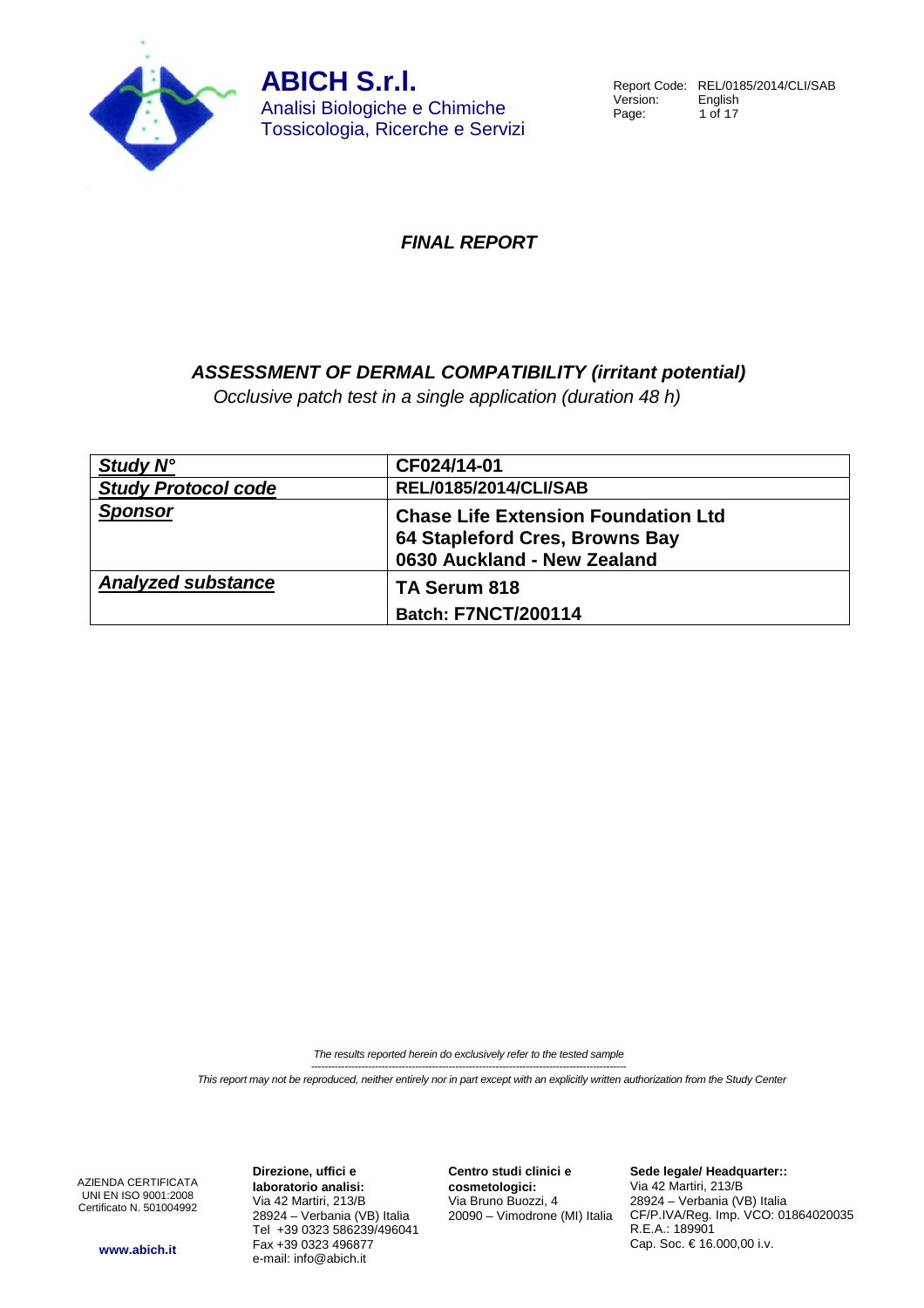**ABICH S.r.l.**
Analisi Biologiche e Chimiche
Tossicologia, Ricerche e Servizi

Report Code: REL/0185/2014/CLI/SAB
Version: English

# *FINAL REPORT*

## *ASSESSMENT OF DERMAL COMPATIBILITY (irritant potential)*

*Occlusive patch test in a single application (duration 48 h)*

| | |
|---|---|
| ***Study N°*** | **CF024/14-01** |
| ***Study Protocol code*** | **REL/0185/2014/CLI/SAB** |
| ***Sponsor*** | **Chase Life Extension Foundation Ltd**<br>**64 Stapleford Cres, Browns Bay**<br>**0630 Auckland - New Zealand** |
| ***Analyzed substance*** | **TA Serum 818**<br>**Batch: F7NCT/200114** |

*The results reported herein do exclusively refer to the tested sample*

*This report may not be reproduced, neither entirely nor in part except with an explicitly written authorization from the Study Center*

AZIENDA CERTIFICATA
UNI EN ISO 9001:2008
Certificato N. 501004992

www.abich.it

**Direzione, uffici e laboratorio analisi:**
Via 42 Martiri, 213/B
28924 – Verbania (VB) Italia
Tel +39 0323 586239/496041
Fax +39 0323 496877
e-mail: info@abich.it

**Centro studi clinici e cosmetologici:**
Via Bruno Buozzi, 4
20090 – Vimodrone (MI) Italia

**Sede legale/ Headquarter::**
Via 42 Martiri, 213/B
28924 – Verbania (VB) Italia
CF/P.IVA/Reg. Imp. VCO: 01864020035
R.E.A.: 189901
Cap. Soc. € 16.000,00 i.v.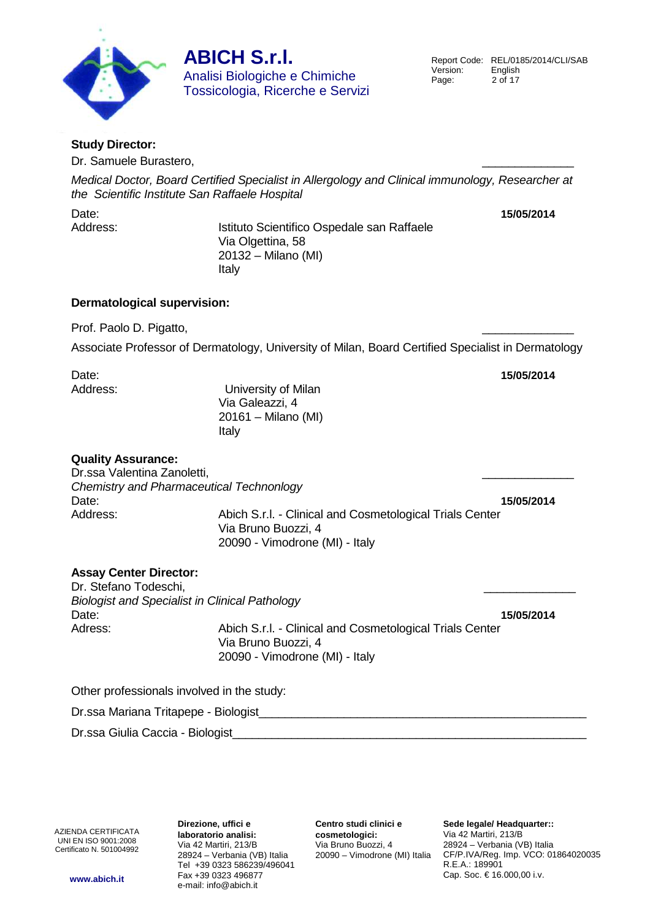**Study Director:**

Dr. Samuele Burastero, \_\_\_\_\_\_\_\_\_\_\_\_\_\_

*Medical Doctor, Board Certified Specialist in Allergology and Clinical immunology, Researcher at the Scientific Institute San Raffaele Hospital*

Date: **15/05/2014**

Address: Istituto Scientifico Ospedale san Raffaele
Via Olgettina, 58
20132 – Milano (MI)
Italy

**Dermatological supervision:**

Prof. Paolo D. Pigatto, \_\_\_\_\_\_\_\_\_\_\_\_\_\_

Associate Professor of Dermatology, University of Milan, Board Certified Specialist in Dermatology

Date: **15/05/2014**

Address: University of Milan
Via Galeazzi, 4
20161 – Milano (MI)
Italy

**Quality Assurance:**

Dr.ssa Valentina Zanoletti, \_\_\_\_\_\_\_\_\_\_\_\_\_\_

*Chemistry and Pharmaceutical Technonlogy*

Date: **15/05/2014**

Address: Abich S.r.l. - Clinical and Cosmetological Trials Center
Via Bruno Buozzi, 4
20090 - Vimodrone (MI) - Italy

**Assay Center Director:**

Dr. Stefano Todeschi, \_\_\_\_\_\_\_\_\_\_\_\_\_\_

*Biologist and Specialist in Clinical Pathology*

Date: **15/05/2014**

Adress: Abich S.r.l. - Clinical and Cosmetological Trials Center
Via Bruno Buozzi, 4
20090 - Vimodrone (MI) - Italy

Other professionals involved in the study:

Dr.ssa Mariana Tritapepe - Biologist\_\_\_\_\_\_\_\_\_\_\_\_\_\_\_\_\_\_\_\_\_\_\_\_\_\_\_\_\_\_\_\_\_\_\_\_\_\_\_\_\_\_\_\_\_\_

Dr.ssa Giulia Caccia - Biologist\_\_\_\_\_\_\_\_\_\_\_\_\_\_\_\_\_\_\_\_\_\_\_\_\_\_\_\_\_\_\_\_\_\_\_\_\_\_\_\_\_\_\_\_\_\_\_\_\_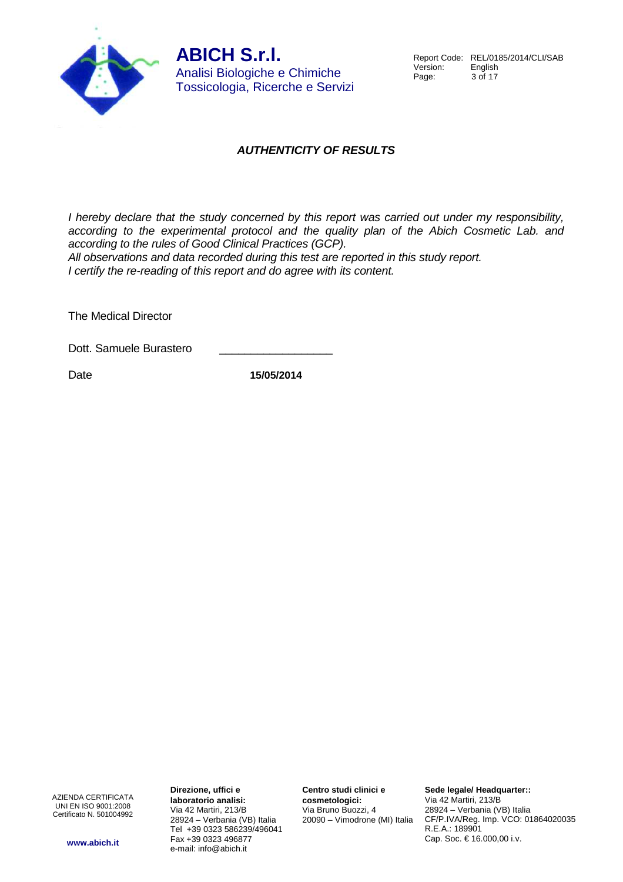## *AUTHENTICITY OF RESULTS*

*I hereby declare that the study concerned by this report was carried out under my responsibility, according to the experimental protocol and the quality plan of the Abich Cosmetic Lab. and according to the rules of Good Clinical Practices (GCP).*

*All observations and data recorded during this test are reported in this study report.*

*I certify the re-reading of this report and do agree with its content.*

The Medical Director

Dott. Samuele Burastero \_\_\_\_\_\_\_\_\_\_\_\_\_\_\_\_\_\_

Date **15/05/2014**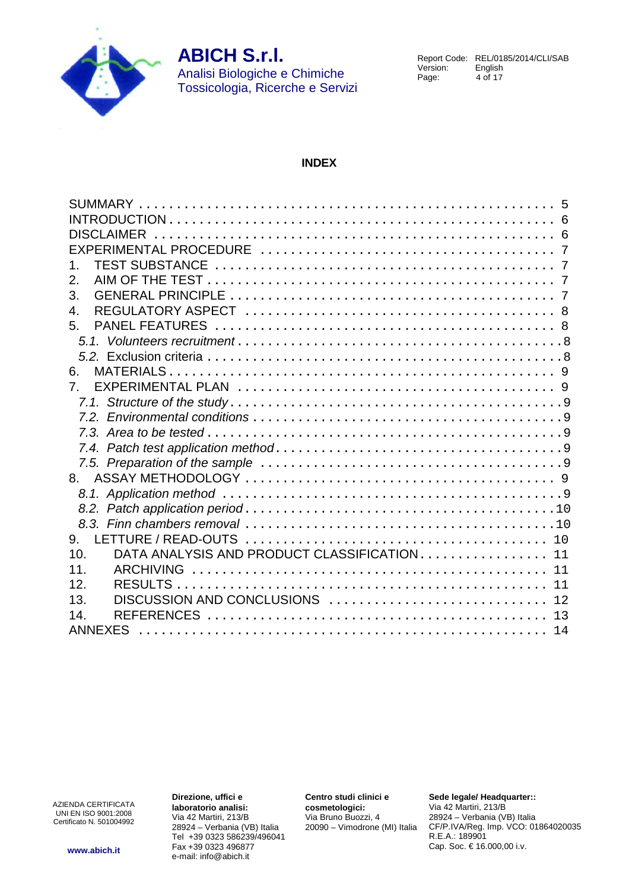# INDEX

| | |
|---|---|
| SUMMARY | 5 |
| INTRODUCTION | 6 |
| DISCLAIMER | 6 |
| EXPERIMENTAL PROCEDURE | 7 |
| 1. TEST SUBSTANCE | 7 |
| 2. AIM OF THE TEST | 7 |
| 3. GENERAL PRINCIPLE | 7 |
| 4. REGULATORY ASPECT | 8 |
| 5. PANEL FEATURES | 8 |
| *5.1. Volunteers recruitment* | 8 |
| *5.2.* Exclusion criteria | 8 |
| 6. MATERIALS | 9 |
| 7. EXPERIMENTAL PLAN | 9 |
| *7.1. Structure of the study* | 9 |
| *7.2. Environmental conditions* | 9 |
| *7.3. Area to be tested* | 9 |
| *7.4. Patch test application method* | 9 |
| *7.5. Preparation of the sample* | 9 |
| 8. ASSAY METHODOLOGY | 9 |
| *8.1. Application method* | 9 |
| *8.2. Patch application period* | 10 |
| *8.3. Finn chambers removal* | 10 |
| 9. LETTURE / READ-OUTS | 10 |
| 10. DATA ANALYSIS AND PRODUCT CLASSIFICATION | 11 |
| 11. ARCHIVING | 11 |
| 12. RESULTS | 11 |
| 13. DISCUSSION AND CONCLUSIONS | 12 |
| 14. REFERENCES | 13 |
| ANNEXES | 14 |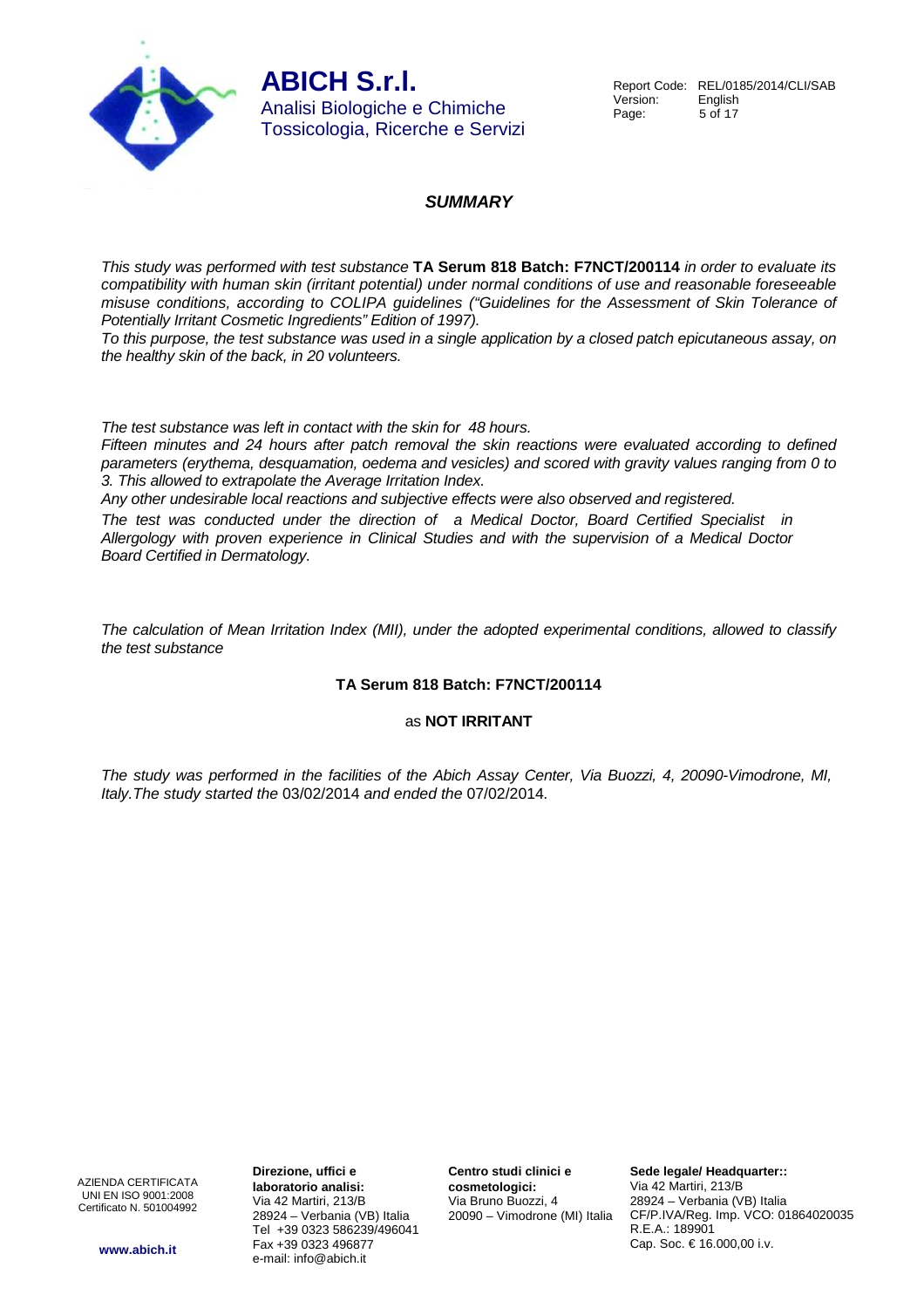## *SUMMARY*

*This study was performed with test substance* **TA Serum 818 Batch: F7NCT/200114** *in order to evaluate its compatibility with human skin (irritant potential) under normal conditions of use and reasonable foreseeable misuse conditions, according to COLIPA guidelines ("Guidelines for the Assessment of Skin Tolerance of Potentially Irritant Cosmetic Ingredients" Edition of 1997).*

*To this purpose, the test substance was used in a single application by a closed patch epicutaneous assay, on the healthy skin of the back, in 20 volunteers.*

*The test substance was left in contact with the skin for 48 hours.*

*Fifteen minutes and 24 hours after patch removal the skin reactions were evaluated according to defined parameters (erythema, desquamation, oedema and vesicles) and scored with gravity values ranging from 0 to 3. This allowed to extrapolate the Average Irritation Index.*

*Any other undesirable local reactions and subjective effects were also observed and registered.*

*The test was conducted under the direction of a Medical Doctor, Board Certified Specialist in Allergology with proven experience in Clinical Studies and with the supervision of a Medical Doctor Board Certified in Dermatology.*

*The calculation of Mean Irritation Index (MII), under the adopted experimental conditions, allowed to classify the test substance*

**TA Serum 818 Batch: F7NCT/200114**

as **NOT IRRITANT**

*The study was performed in the facilities of the Abich Assay Center, Via Buozzi, 4, 20090-Vimodrone, MI, Italy.The study started the* 03/02/2014 *and ended the* 07/02/2014*.*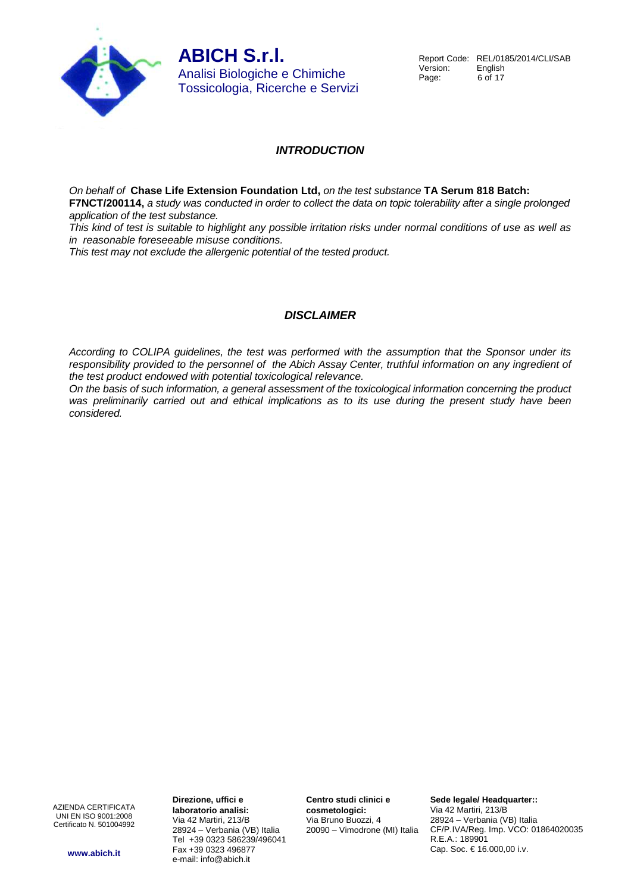## *INTRODUCTION*

*On behalf of* **Chase Life Extension Foundation Ltd,** *on the test substance* **TA Serum 818 Batch: F7NCT/200114,** *a study was conducted in order to collect the data on topic tolerability after a single prolonged application of the test substance.*

*This kind of test is suitable to highlight any possible irritation risks under normal conditions of use as well as in reasonable foreseeable misuse conditions.*

*This test may not exclude the allergenic potential of the tested product.*

## *DISCLAIMER*

*According to COLIPA guidelines, the test was performed with the assumption that the Sponsor under its responsibility provided to the personnel of the Abich Assay Center, truthful information on any ingredient of the test product endowed with potential toxicological relevance.*

*On the basis of such information, a general assessment of the toxicological information concerning the product was preliminarily carried out and ethical implications as to its use during the present study have been considered.*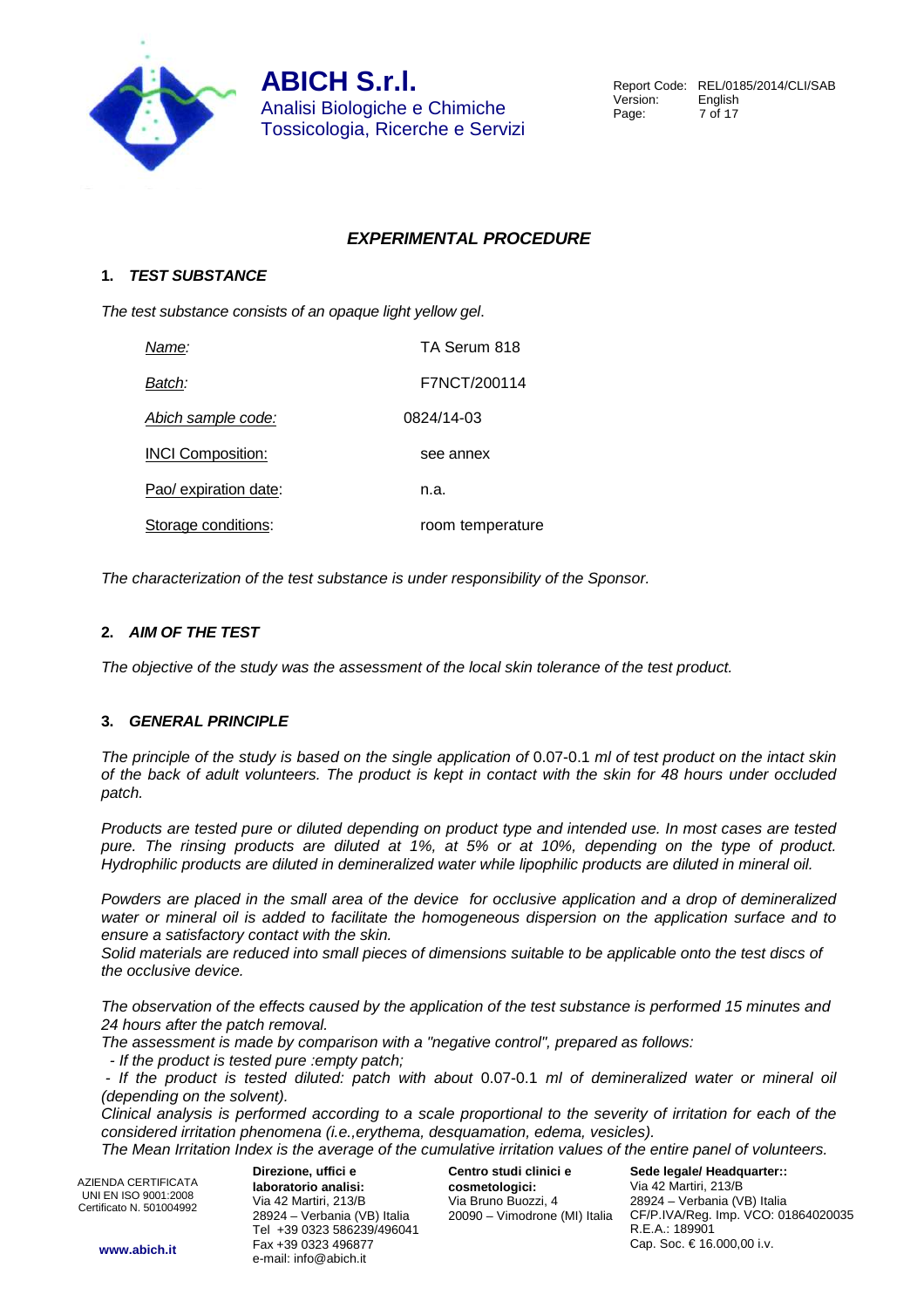## *EXPERIMENTAL PROCEDURE*

### 1. *TEST SUBSTANCE*

*The test substance consists of an opaque light yellow gel.*

| | |
|---|---|
| Name: | TA Serum 818 |
| Batch: | F7NCT/200114 |
| Abich sample code: | 0824/14-03 |
| INCI Composition: | see annex |
| Pao/ expiration date: | n.a. |
| Storage conditions: | room temperature |

*The characterization of the test substance is under responsibility of the Sponsor.*

### 2. *AIM OF THE TEST*

*The objective of the study was the assessment of the local skin tolerance of the test product.*

### 3. *GENERAL PRINCIPLE*

*The principle of the study is based on the single application of* 0.07-0.1 *ml of test product on the intact skin of the back of adult volunteers. The product is kept in contact with the skin for 48 hours under occluded patch.*

*Products are tested pure or diluted depending on product type and intended use. In most cases are tested pure. The rinsing products are diluted at 1%, at 5% or at 10%, depending on the type of product. Hydrophilic products are diluted in demineralized water while lipophilic products are diluted in mineral oil.*

*Powders are placed in the small area of the device for occlusive application and a drop of demineralized water or mineral oil is added to facilitate the homogeneous dispersion on the application surface and to ensure a satisfactory contact with the skin.*
*Solid materials are reduced into small pieces of dimensions suitable to be applicable onto the test discs of the occlusive device.*

*The observation of the effects caused by the application of the test substance is performed 15 minutes and 24 hours after the patch removal.*
*The assessment is made by comparison with a "negative control", prepared as follows:*
*- If the product is tested pure :empty patch;*
*- If the product is tested diluted: patch with about* 0.07-0.1 *ml of demineralized water or mineral oil (depending on the solvent).*
*Clinical analysis is performed according to a scale proportional to the severity of irritation for each of the considered irritation phenomena (i.e.,erythema, desquamation, edema, vesicles).*
*The Mean Irritation Index is the average of the cumulative irritation values of the entire panel of volunteers.*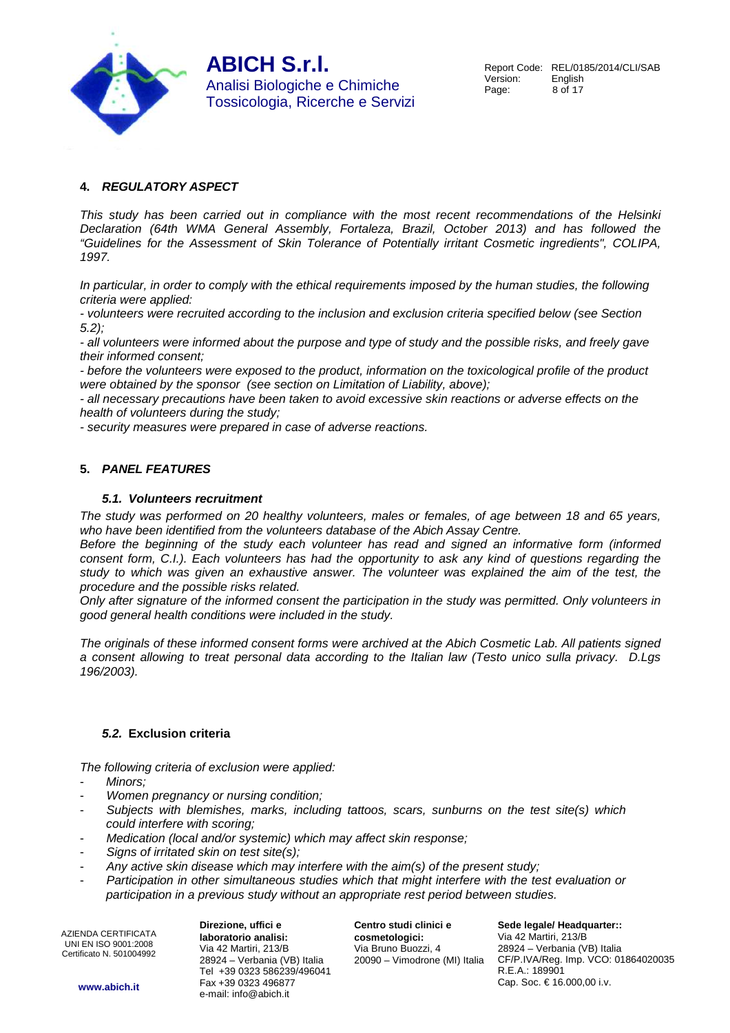## 4. *REGULATORY ASPECT*

*This study has been carried out in compliance with the most recent recommendations of the Helsinki Declaration (64th WMA General Assembly, Fortaleza, Brazil, October 2013) and has followed the "Guidelines for the Assessment of Skin Tolerance of Potentially irritant Cosmetic ingredients", COLIPA, 1997.*

*In particular, in order to comply with the ethical requirements imposed by the human studies, the following criteria were applied:*

*- volunteers were recruited according to the inclusion and exclusion criteria specified below (see Section 5.2);*

*- all volunteers were informed about the purpose and type of study and the possible risks, and freely gave their informed consent;*

*- before the volunteers were exposed to the product, information on the toxicological profile of the product were obtained by the sponsor (see section on Limitation of Liability, above);*

*- all necessary precautions have been taken to avoid excessive skin reactions or adverse effects on the health of volunteers during the study;*

*- security measures were prepared in case of adverse reactions.*

## 5. *PANEL FEATURES*

### *5.1. Volunteers recruitment*

*The study was performed on 20 healthy volunteers, males or females, of age between 18 and 65 years, who have been identified from the volunteers database of the Abich Assay Centre.*

*Before the beginning of the study each volunteer has read and signed an informative form (informed consent form, C.I.). Each volunteers has had the opportunity to ask any kind of questions regarding the study to which was given an exhaustive answer. The volunteer was explained the aim of the test, the procedure and the possible risks related.*

*Only after signature of the informed consent the participation in the study was permitted. Only volunteers in good general health conditions were included in the study.*

*The originals of these informed consent forms were archived at the Abich Cosmetic Lab. All patients signed a consent allowing to treat personal data according to the Italian law (Testo unico sulla privacy. D.Lgs 196/2003).*

### *5.2.* Exclusion criteria

*The following criteria of exclusion were applied:*

- *Minors;*
- *Women pregnancy or nursing condition;*
- *Subjects with blemishes, marks, including tattoos, scars, sunburns on the test site(s) which could interfere with scoring;*
- *Medication (local and/or systemic) which may affect skin response;*
- *Signs of irritated skin on test site(s);*
- *Any active skin disease which may interfere with the aim(s) of the present study;*
- *Participation in other simultaneous studies which that might interfere with the test evaluation or participation in a previous study without an appropriate rest period between studies.*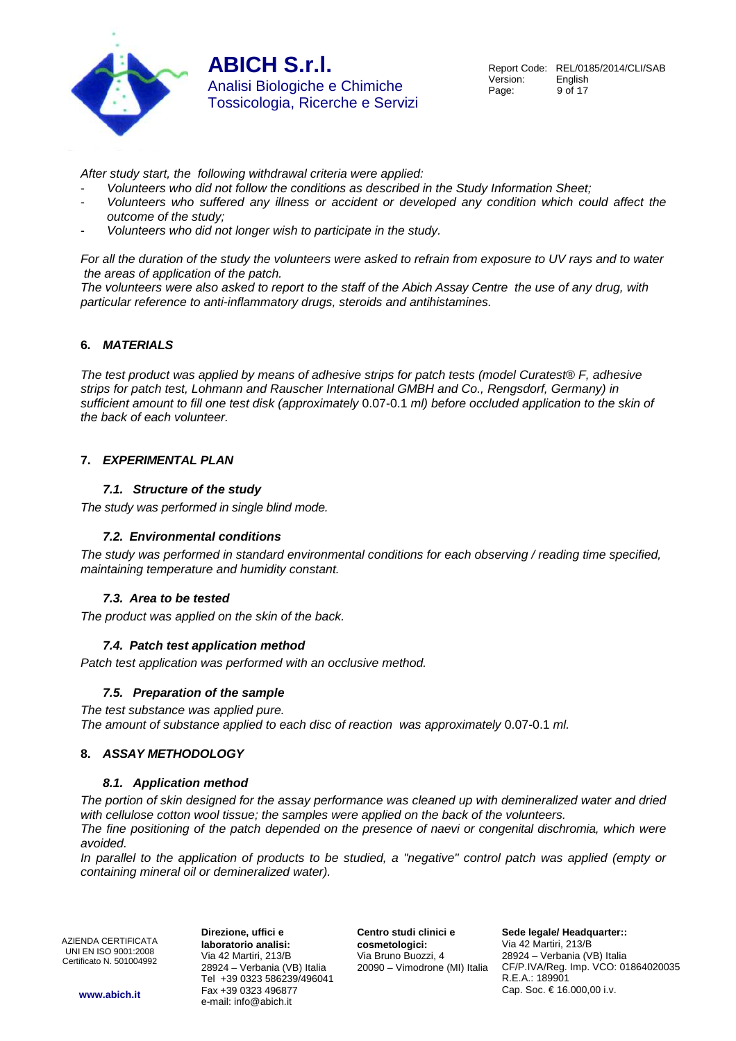*After study start, the following withdrawal criteria were applied:*

- *Volunteers who did not follow the conditions as described in the Study Information Sheet;*
- *Volunteers who suffered any illness or accident or developed any condition which could affect the outcome of the study;*
- *Volunteers who did not longer wish to participate in the study.*

*For all the duration of the study the volunteers were asked to refrain from exposure to UV rays and to water the areas of application of the patch.*

*The volunteers were also asked to report to the staff of the Abich Assay Centre the use of any drug, with particular reference to anti-inflammatory drugs, steroids and antihistamines.*

## 6. *MATERIALS*

*The test product was applied by means of adhesive strips for patch tests (model Curatest® F, adhesive strips for patch test, Lohmann and Rauscher International GMBH and Co., Rengsdorf, Germany) in sufficient amount to fill one test disk (approximately* 0.07-0.1 *ml) before occluded application to the skin of the back of each volunteer.*

## 7. *EXPERIMENTAL PLAN*

### *7.1. Structure of the study*

*The study was performed in single blind mode.*

### *7.2. Environmental conditions*

*The study was performed in standard environmental conditions for each observing / reading time specified, maintaining temperature and humidity constant.*

### *7.3. Area to be tested*

*The product was applied on the skin of the back.*

### *7.4. Patch test application method*

*Patch test application was performed with an occlusive method.*

### *7.5. Preparation of the sample*

*The test substance was applied pure.*

*The amount of substance applied to each disc of reaction was approximately* 0.07-0.1 *ml.*

## 8. *ASSAY METHODOLOGY*

### *8.1. Application method*

*The portion of skin designed for the assay performance was cleaned up with demineralized water and dried with cellulose cotton wool tissue; the samples were applied on the back of the volunteers.*

*The fine positioning of the patch depended on the presence of naevi or congenital dischromia, which were avoided.*

*In parallel to the application of products to be studied, a "negative" control patch was applied (empty or containing mineral oil or demineralized water).*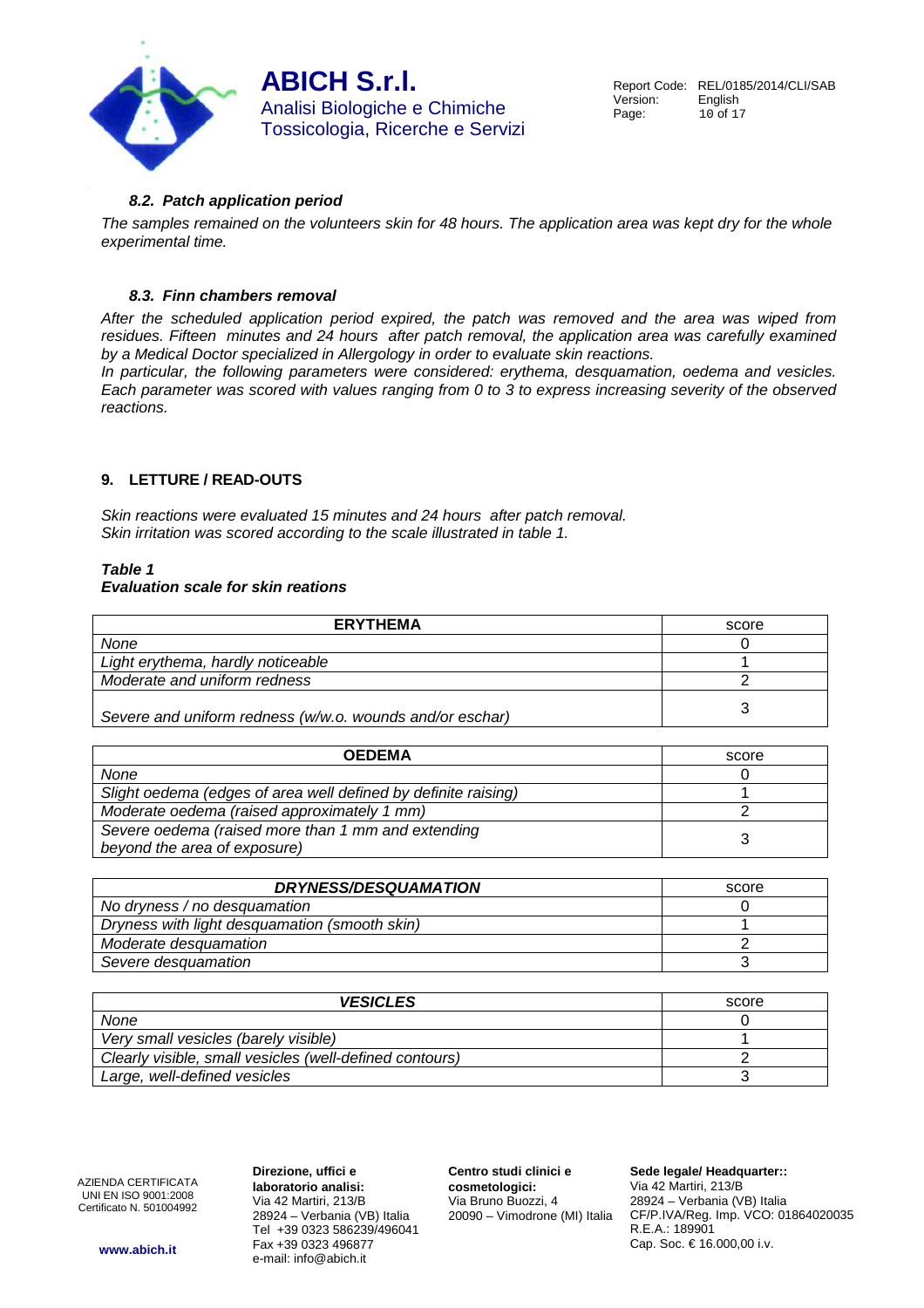### *8.2. Patch application period*

*The samples remained on the volunteers skin for 48 hours. The application area was kept dry for the whole experimental time.*

### *8.3. Finn chambers removal*

*After the scheduled application period expired, the patch was removed and the area was wiped from residues. Fifteen minutes and 24 hours after patch removal, the application area was carefully examined by a Medical Doctor specialized in Allergology in order to evaluate skin reactions.*

*In particular, the following parameters were considered: erythema, desquamation, oedema and vesicles. Each parameter was scored with values ranging from 0 to 3 to express increasing severity of the observed reactions.*

## 9. LETTURE / READ-OUTS

*Skin reactions were evaluated 15 minutes and 24 hours after patch removal.*
*Skin irritation was scored according to the scale illustrated in table 1.*

***Table 1***
***Evaluation scale for skin reations***

| **ERYTHEMA** | score |
|---|---|
| *None* | 0 |
| *Light erythema, hardly noticeable* | 1 |
| *Moderate and uniform redness* | 2 |
| *Severe and uniform redness (w/w.o. wounds and/or eschar)* | 3 |

| **OEDEMA** | score |
|---|---|
| *None* | 0 |
| *Slight oedema (edges of area well defined by definite raising)* | 1 |
| *Moderate oedema (raised approximately 1 mm)* | 2 |
| *Severe oedema (raised more than 1 mm and extending beyond the area of exposure)* | 3 |

| ***DRYNESS/DESQUAMATION*** | score |
|---|---|
| *No dryness / no desquamation* | 0 |
| *Dryness with light desquamation (smooth skin)* | 1 |
| *Moderate desquamation* | 2 |
| *Severe desquamation* | 3 |

| ***VESICLES*** | score |
|---|---|
| *None* | 0 |
| *Very small vesicles (barely visible)* | 1 |
| *Clearly visible, small vesicles (well-defined contours)* | 2 |
| *Large, well-defined vesicles* | 3 |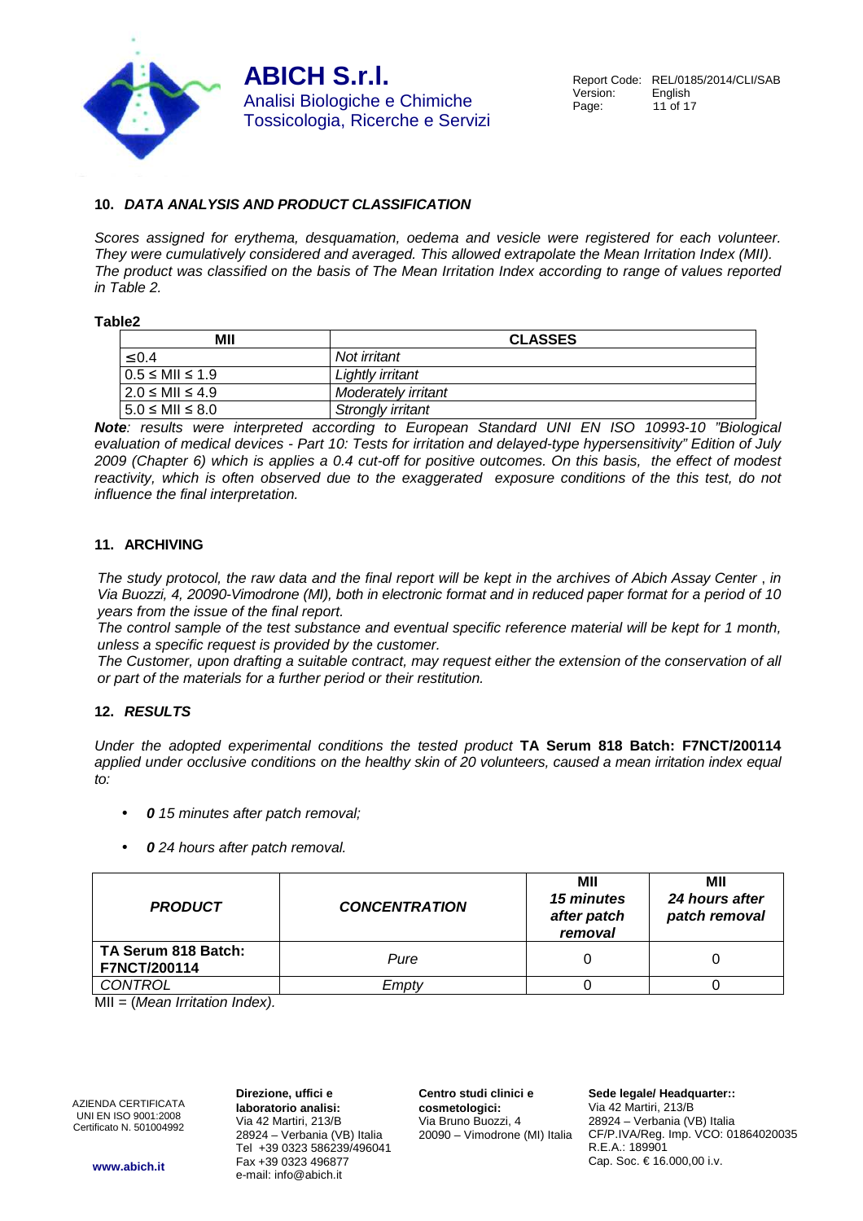## 10. *DATA ANALYSIS AND PRODUCT CLASSIFICATION*

*Scores assigned for erythema, desquamation, oedema and vesicle were registered for each volunteer. They were cumulatively considered and averaged. This allowed extrapolate the Mean Irritation Index (MII). The product was classified on the basis of The Mean Irritation Index according to range of values reported in Table 2.*

**Table2**

| MII | CLASSES |
|---|---|
| ≤0.4 | *Not irritant* |
| 0.5 ≤ MII ≤ 1.9 | *Lightly irritant* |
| 2.0 ≤ MII ≤ 4.9 | *Moderately irritant* |
| 5.0 ≤ MII ≤ 8.0 | *Strongly irritant* |

***Note**: results were interpreted according to European Standard UNI EN ISO 10993-10 "Biological evaluation of medical devices - Part 10: Tests for irritation and delayed-type hypersensitivity" Edition of July 2009 (Chapter 6) which is applies a 0.4 cut-off for positive outcomes. On this basis, the effect of modest reactivity, which is often observed due to the exaggerated exposure conditions of the this test, do not influence the final interpretation.*

## 11. ARCHIVING

*The study protocol, the raw data and the final report will be kept in the archives of Abich Assay Center , in Via Buozzi, 4, 20090-Vimodrone (MI), both in electronic format and in reduced paper format for a period of 10 years from the issue of the final report.*

*The control sample of the test substance and eventual specific reference material will be kept for 1 month, unless a specific request is provided by the customer.*

*The Customer, upon drafting a suitable contract, may request either the extension of the conservation of all or part of the materials for a further period or their restitution.*

## 12. *RESULTS*

*Under the adopted experimental conditions the tested product* **TA Serum 818 Batch: F7NCT/200114** *applied under occlusive conditions on the healthy skin of 20 volunteers, caused a mean irritation index equal to:*

- ***0*** *15 minutes after patch removal;*
- ***0*** *24 hours after patch removal.*

| ***PRODUCT*** | ***CONCENTRATION*** | **MII** ***15 minutes after patch removal*** | **MII** ***24 hours after patch removal*** |
|---|---|---|---|
| **TA Serum 818 Batch: F7NCT/200114** | *Pure* | 0 | 0 |
| *CONTROL* | *Empty* | 0 | 0 |

MII = (*Mean Irritation Index).*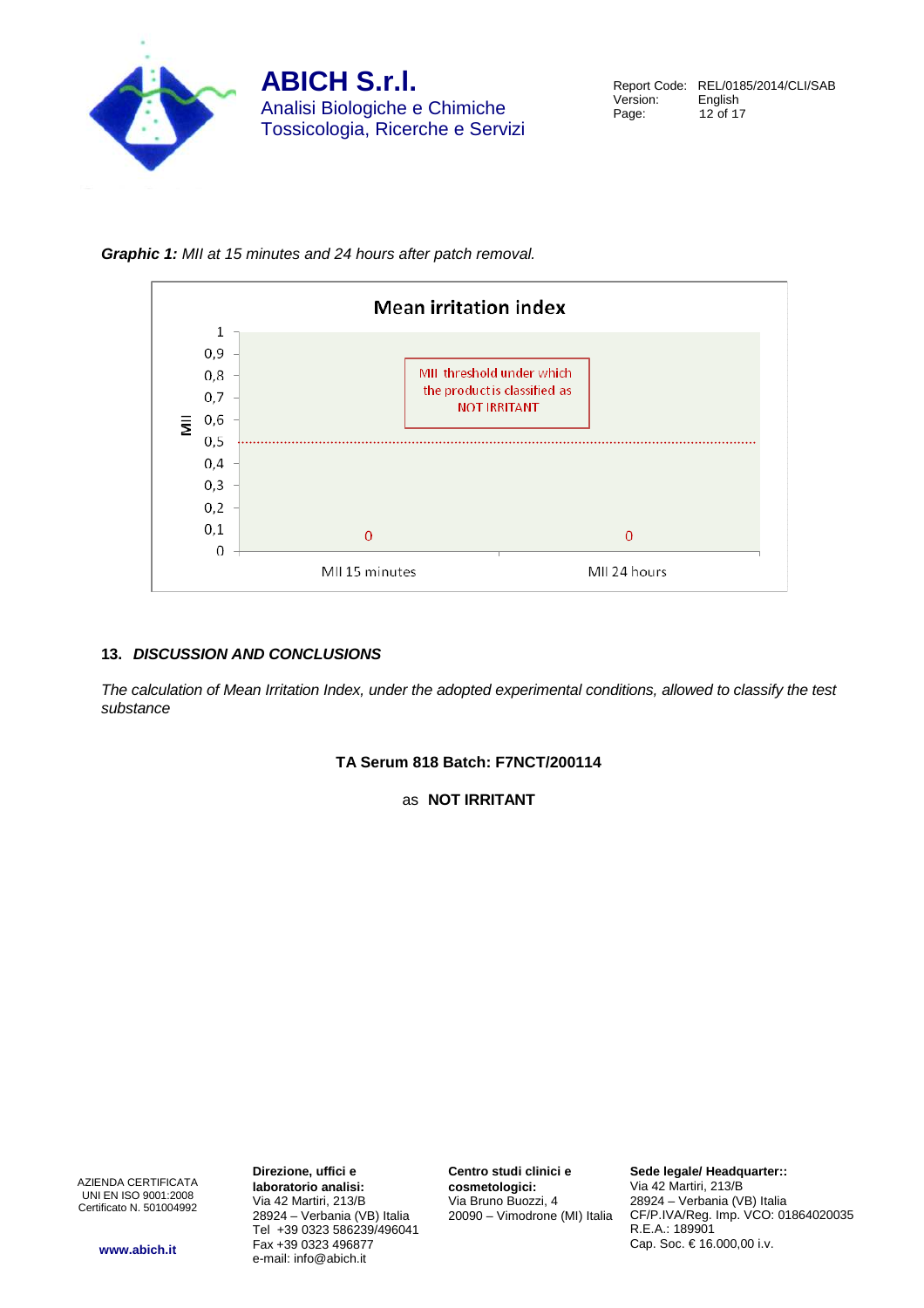***Graphic 1:*** *MII at 15 minutes and 24 hours after patch removal.*

**Mean irritation index**

| | MII 15 minutes | MII 24 hours |
|---|---|---|
| MII | 0 | 0 |

MII threshold under which the product is classified as NOT IRRITANT: 0,5

## 13. *DISCUSSION AND CONCLUSIONS*

*The calculation of Mean Irritation Index, under the adopted experimental conditions, allowed to classify the test substance*

**TA Serum 818 Batch: F7NCT/200114**

as **NOT IRRITANT**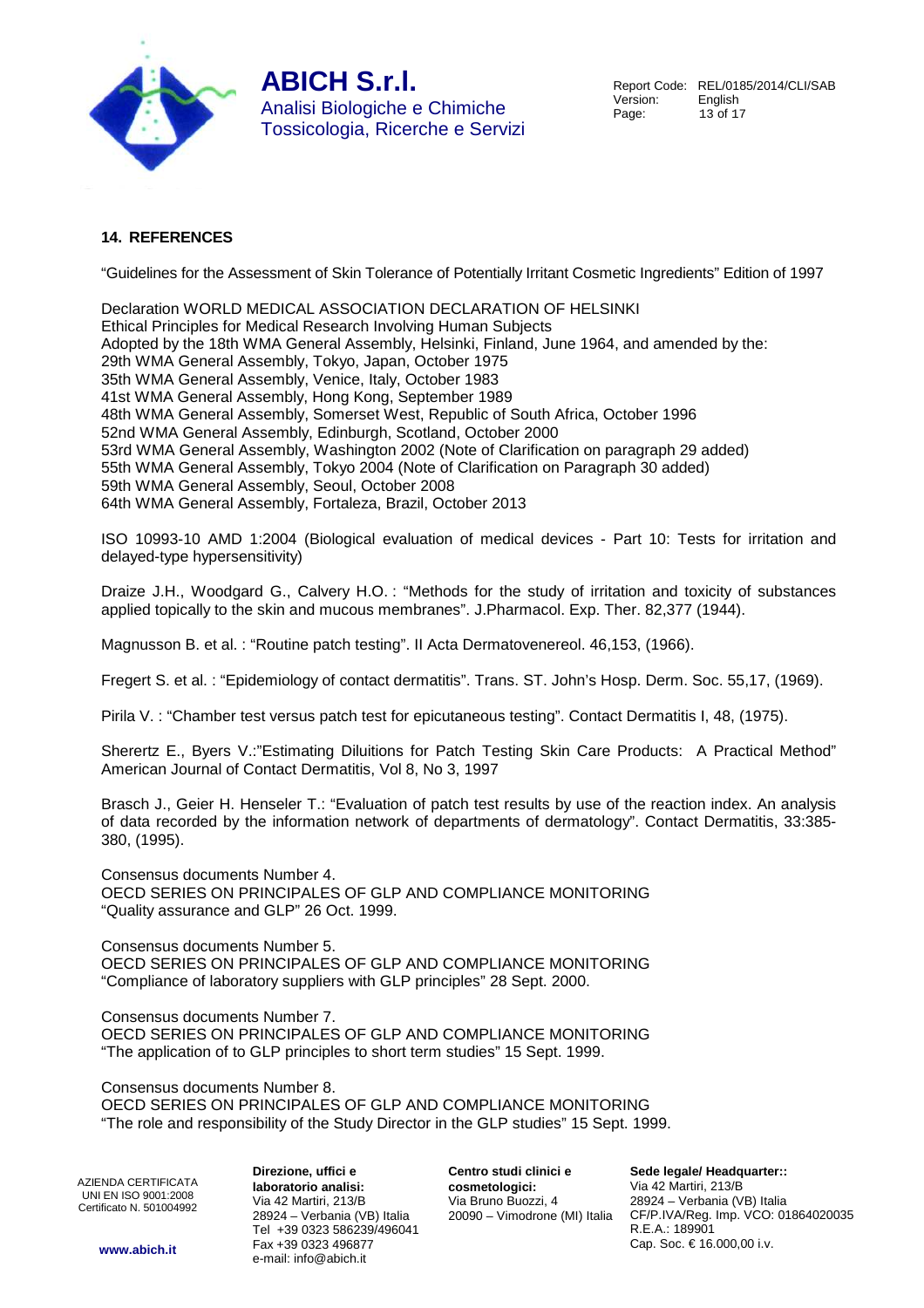## 14. REFERENCES

"Guidelines for the Assessment of Skin Tolerance of Potentially Irritant Cosmetic Ingredients" Edition of 1997

Declaration WORLD MEDICAL ASSOCIATION DECLARATION OF HELSINKI
Ethical Principles for Medical Research Involving Human Subjects
Adopted by the 18th WMA General Assembly, Helsinki, Finland, June 1964, and amended by the:
29th WMA General Assembly, Tokyo, Japan, October 1975
35th WMA General Assembly, Venice, Italy, October 1983
41st WMA General Assembly, Hong Kong, September 1989
48th WMA General Assembly, Somerset West, Republic of South Africa, October 1996
52nd WMA General Assembly, Edinburgh, Scotland, October 2000
53rd WMA General Assembly, Washington 2002 (Note of Clarification on paragraph 29 added)
55th WMA General Assembly, Tokyo 2004 (Note of Clarification on Paragraph 30 added)
59th WMA General Assembly, Seoul, October 2008
64th WMA General Assembly, Fortaleza, Brazil, October 2013

ISO 10993-10 AMD 1:2004 (Biological evaluation of medical devices - Part 10: Tests for irritation and delayed-type hypersensitivity)

Draize J.H., Woodgard G., Calvery H.O. : "Methods for the study of irritation and toxicity of substances applied topically to the skin and mucous membranes". J.Pharmacol. Exp. Ther. 82,377 (1944).

Magnusson B. et al. : "Routine patch testing". II Acta Dermatovenereol. 46,153, (1966).

Fregert S. et al. : "Epidemiology of contact dermatitis". Trans. ST. John's Hosp. Derm. Soc. 55,17, (1969).

Pirila V. : "Chamber test versus patch test for epicutaneous testing". Contact Dermatitis I, 48, (1975).

Sherertz E., Byers V.:"Estimating Diluitions for Patch Testing Skin Care Products: A Practical Method" American Journal of Contact Dermatitis, Vol 8, No 3, 1997

Brasch J., Geier H. Henseler T.: "Evaluation of patch test results by use of the reaction index. An analysis of data recorded by the information network of departments of dermatology". Contact Dermatitis, 33:385-380, (1995).

Consensus documents Number 4.
OECD SERIES ON PRINCIPALES OF GLP AND COMPLIANCE MONITORING
"Quality assurance and GLP" 26 Oct. 1999.

Consensus documents Number 5.
OECD SERIES ON PRINCIPALES OF GLP AND COMPLIANCE MONITORING
"Compliance of laboratory suppliers with GLP principles" 28 Sept. 2000.

Consensus documents Number 7.
OECD SERIES ON PRINCIPALES OF GLP AND COMPLIANCE MONITORING
"The application of to GLP principles to short term studies" 15 Sept. 1999.

Consensus documents Number 8.
OECD SERIES ON PRINCIPALES OF GLP AND COMPLIANCE MONITORING
"The role and responsibility of the Study Director in the GLP studies" 15 Sept. 1999.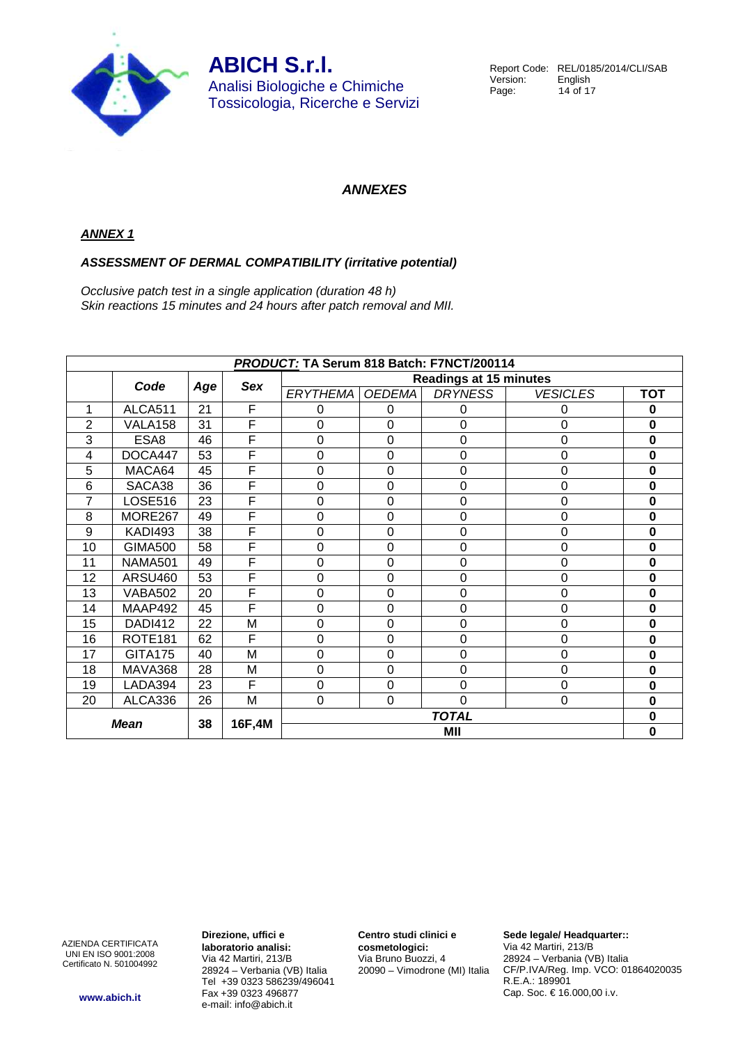## *ANNEXES*

### ***ANNEX 1***

#### ***ASSESSMENT OF DERMAL COMPATIBILITY (irritative potential)***

*Occlusive patch test in a single application (duration 48 h)*
*Skin reactions 15 minutes and 24 hours after patch removal and MII.*

| ***PRODUCT:*** **TA Serum 818 Batch: F7NCT/200114** | | | | | | | | |
|---|---|---|---|---|---|---|---|---|
| | ***Code*** | ***Age*** | ***Sex*** | **Readings at 15 minutes** | | | | |
| | | | | *ERYTHEMA* | *OEDEMA* | *DRYNESS* | *VESICLES* | **TOT** |
| 1 | ALCA511 | 21 | F | 0 | 0 | 0 | 0 | **0** |
| 2 | VALA158 | 31 | F | 0 | 0 | 0 | 0 | **0** |
| 3 | ESA8 | 46 | F | 0 | 0 | 0 | 0 | **0** |
| 4 | DOCA447 | 53 | F | 0 | 0 | 0 | 0 | **0** |
| 5 | MACA64 | 45 | F | 0 | 0 | 0 | 0 | **0** |
| 6 | SACA38 | 36 | F | 0 | 0 | 0 | 0 | **0** |
| 7 | LOSE516 | 23 | F | 0 | 0 | 0 | 0 | **0** |
| 8 | MORE267 | 49 | F | 0 | 0 | 0 | 0 | **0** |
| 9 | KADI493 | 38 | F | 0 | 0 | 0 | 0 | **0** |
| 10 | GIMA500 | 58 | F | 0 | 0 | 0 | 0 | **0** |
| 11 | NAMA501 | 49 | F | 0 | 0 | 0 | 0 | **0** |
| 12 | ARSU460 | 53 | F | 0 | 0 | 0 | 0 | **0** |
| 13 | VABA502 | 20 | F | 0 | 0 | 0 | 0 | **0** |
| 14 | MAAP492 | 45 | F | 0 | 0 | 0 | 0 | **0** |
| 15 | DADI412 | 22 | M | 0 | 0 | 0 | 0 | **0** |
| 16 | ROTE181 | 62 | F | 0 | 0 | 0 | 0 | **0** |
| 17 | GITA175 | 40 | M | 0 | 0 | 0 | 0 | **0** |
| 18 | MAVA368 | 28 | M | 0 | 0 | 0 | 0 | **0** |
| 19 | LADA394 | 23 | F | 0 | 0 | 0 | 0 | **0** |
| 20 | ALCA336 | 26 | M | 0 | 0 | 0 | 0 | **0** |
| ***Mean*** | | **38** | **16F,4M** | ***TOTAL*** | | | | **0** |
| | | | | **MII** | | | | **0** |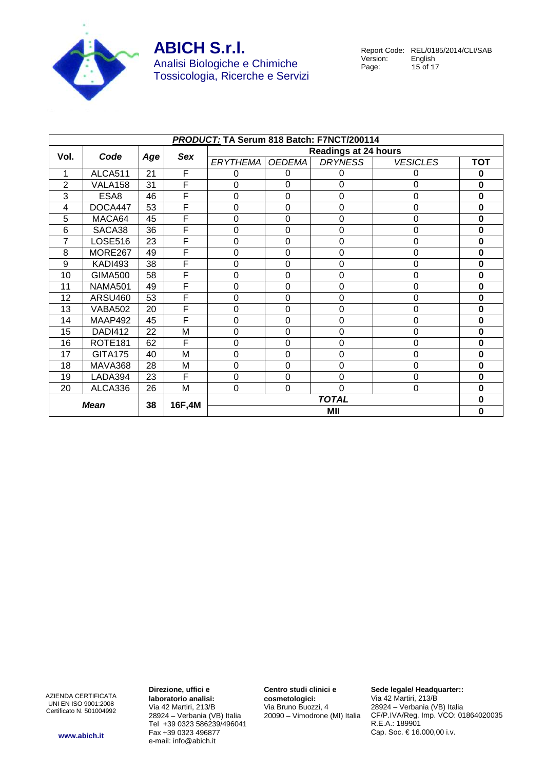| ***PRODUCT:*** **TA Serum 818 Batch: F7NCT/200114** | | | | | | | | |
|---|---|---|---|---|---|---|---|---|
| **Vol.** | ***Code*** | ***Age*** | ***Sex*** | **Readings at 24 hours** | | | | |
| | | | | *ERYTHEMA* | *OEDEMA* | *DRYNESS* | *VESICLES* | **TOT** |
| 1 | ALCA511 | 21 | F | 0 | 0 | 0 | 0 | **0** |
| 2 | VALA158 | 31 | F | 0 | 0 | 0 | 0 | **0** |
| 3 | ESA8 | 46 | F | 0 | 0 | 0 | 0 | **0** |
| 4 | DOCA447 | 53 | F | 0 | 0 | 0 | 0 | **0** |
| 5 | MACA64 | 45 | F | 0 | 0 | 0 | 0 | **0** |
| 6 | SACA38 | 36 | F | 0 | 0 | 0 | 0 | **0** |
| 7 | LOSE516 | 23 | F | 0 | 0 | 0 | 0 | **0** |
| 8 | MORE267 | 49 | F | 0 | 0 | 0 | 0 | **0** |
| 9 | KADI493 | 38 | F | 0 | 0 | 0 | 0 | **0** |
| 10 | GIMA500 | 58 | F | 0 | 0 | 0 | 0 | **0** |
| 11 | NAMA501 | 49 | F | 0 | 0 | 0 | 0 | **0** |
| 12 | ARSU460 | 53 | F | 0 | 0 | 0 | 0 | **0** |
| 13 | VABA502 | 20 | F | 0 | 0 | 0 | 0 | **0** |
| 14 | MAAP492 | 45 | F | 0 | 0 | 0 | 0 | **0** |
| 15 | DADI412 | 22 | M | 0 | 0 | 0 | 0 | **0** |
| 16 | ROTE181 | 62 | F | 0 | 0 | 0 | 0 | **0** |
| 17 | GITA175 | 40 | M | 0 | 0 | 0 | 0 | **0** |
| 18 | MAVA368 | 28 | M | 0 | 0 | 0 | 0 | **0** |
| 19 | LADA394 | 23 | F | 0 | 0 | 0 | 0 | **0** |
| 20 | ALCA336 | 26 | M | 0 | 0 | 0 | 0 | **0** |
| ***Mean*** | | **38** | **16F,4M** | ***TOTAL*** | | | | **0** |
| | | | | **MII** | | | | **0** |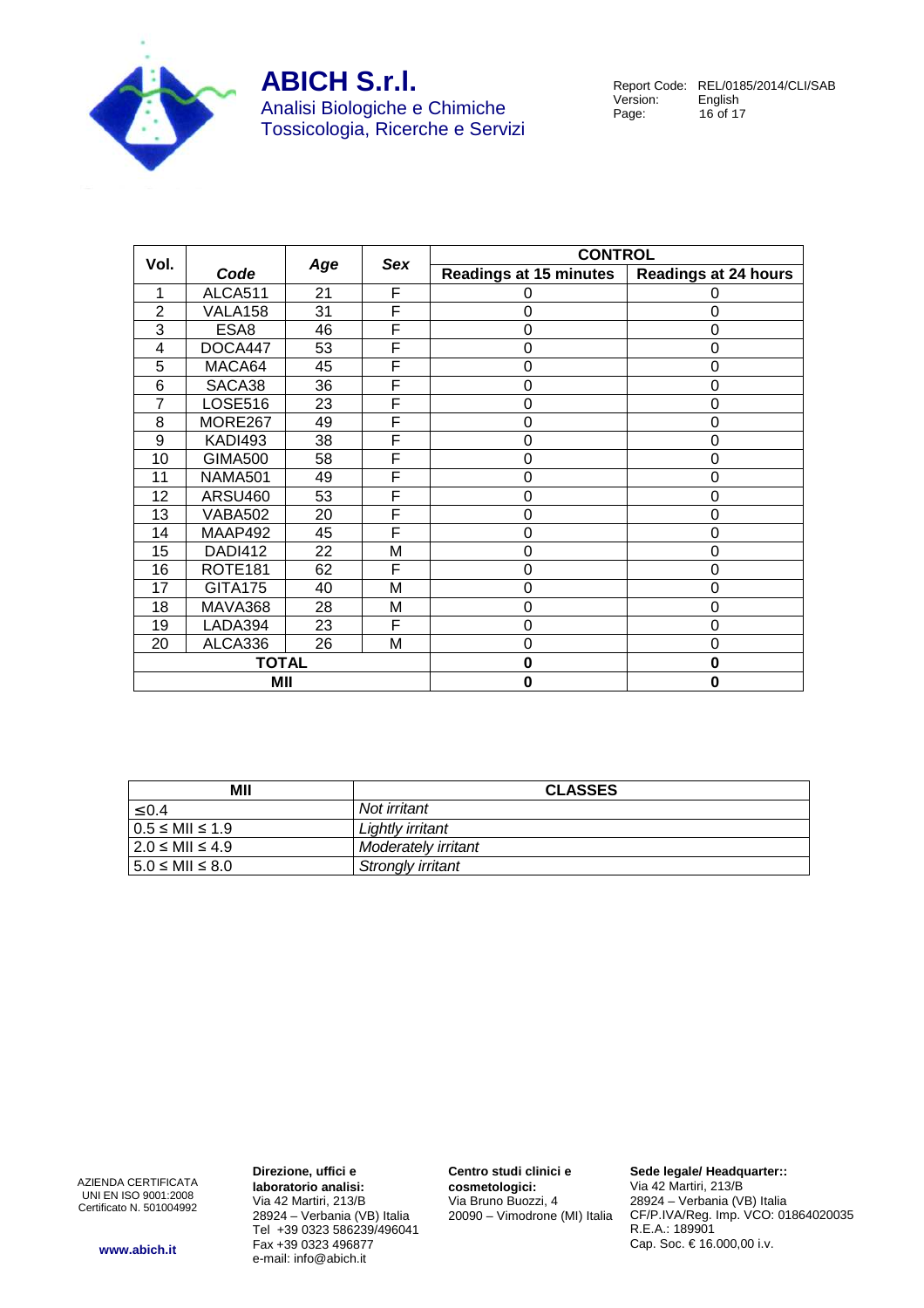| Vol. | Code | Age | Sex | CONTROL | |
|---|---|---|---|---|---|
| | | | | **Readings at 15 minutes** | **Readings at 24 hours** |
| 1 | ALCA511 | 21 | F | 0 | 0 |
| 2 | VALA158 | 31 | F | 0 | 0 |
| 3 | ESA8 | 46 | F | 0 | 0 |
| 4 | DOCA447 | 53 | F | 0 | 0 |
| 5 | MACA64 | 45 | F | 0 | 0 |
| 6 | SACA38 | 36 | F | 0 | 0 |
| 7 | LOSE516 | 23 | F | 0 | 0 |
| 8 | MORE267 | 49 | F | 0 | 0 |
| 9 | KADI493 | 38 | F | 0 | 0 |
| 10 | GIMA500 | 58 | F | 0 | 0 |
| 11 | NAMA501 | 49 | F | 0 | 0 |
| 12 | ARSU460 | 53 | F | 0 | 0 |
| 13 | VABA502 | 20 | F | 0 | 0 |
| 14 | MAAP492 | 45 | F | 0 | 0 |
| 15 | DADI412 | 22 | M | 0 | 0 |
| 16 | ROTE181 | 62 | F | 0 | 0 |
| 17 | GITA175 | 40 | M | 0 | 0 |
| 18 | MAVA368 | 28 | M | 0 | 0 |
| 19 | LADA394 | 23 | F | 0 | 0 |
| 20 | ALCA336 | 26 | M | 0 | 0 |
| **TOTAL** | | | | **0** | **0** |
| **MII** | | | | **0** | **0** |

| MII | CLASSES |
|---|---|
| ≤0.4 | *Not irritant* |
| 0.5 ≤ MII ≤ 1.9 | *Lightly irritant* |
| 2.0 ≤ MII ≤ 4.9 | *Moderately irritant* |
| 5.0 ≤ MII ≤ 8.0 | *Strongly irritant* |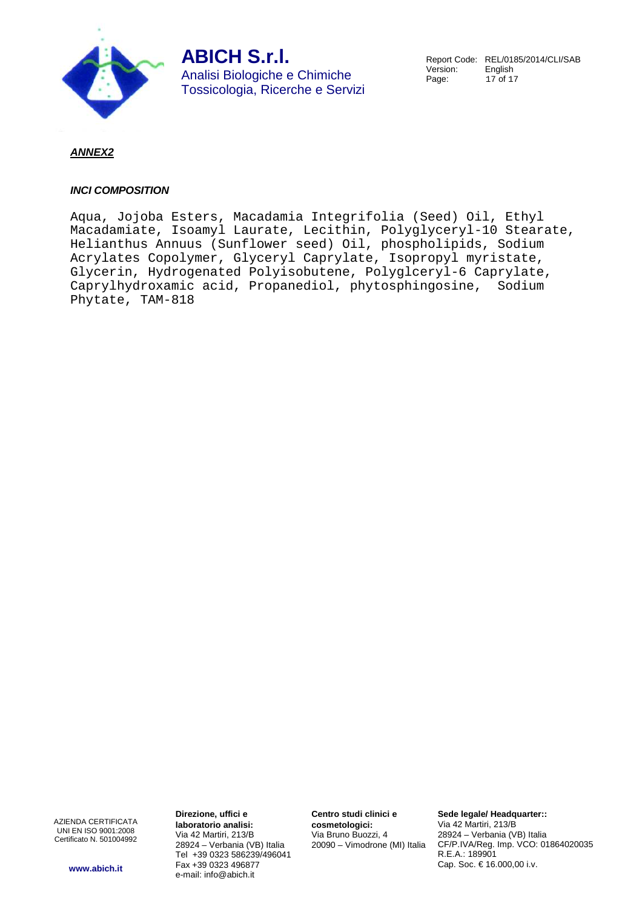***ANNEX2***

***INCI COMPOSITION***

Aqua, Jojoba Esters, Macadamia Integrifolia (Seed) Oil, Ethyl Macadamiate, Isoamyl Laurate, Lecithin, Polyglyceryl-10 Stearate, Helianthus Annuus (Sunflower seed) Oil, phospholipids, Sodium Acrylates Copolymer, Glyceryl Caprylate, Isopropyl myristate, Glycerin, Hydrogenated Polyisobutene, Polyglceryl-6 Caprylate, Caprylhydroxamic acid, Propanediol, phytosphingosine, Sodium Phytate, TAM-818